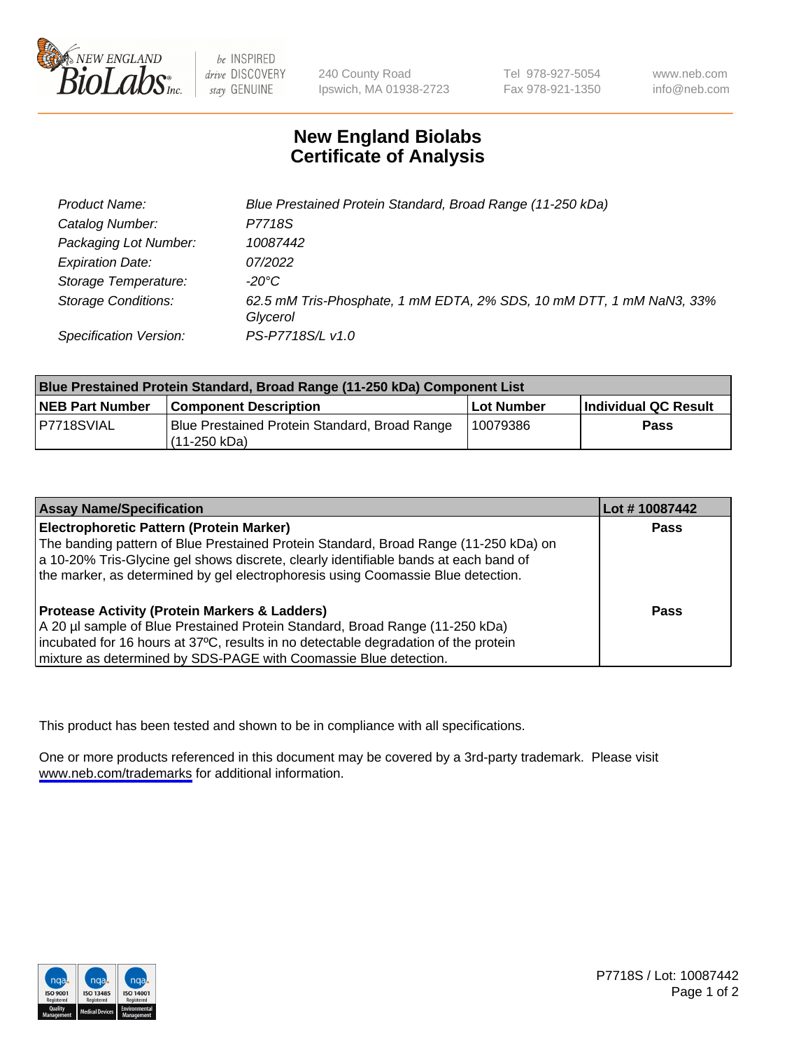# New England Biolabs Certificate of Analysis

| | |
|---|---|
| Product Name: | *Blue Prestained Protein Standard, Broad Range (11-250 kDa)* |
| Catalog Number: | *P7718S* |
| Packaging Lot Number: | *10087442* |
| Expiration Date: | *07/2022* |
| Storage Temperature: | *-20°C* |
| Storage Conditions: | *62.5 mM Tris-Phosphate, 1 mM EDTA, 2% SDS, 10 mM DTT, 1 mM NaN3, 33% Glycerol* |
| Specification Version: | *PS-P7718S/L v1.0* |

| Blue Prestained Protein Standard, Broad Range (11-250 kDa) Component List | | | |
|---|---|---|---|
| **NEB Part Number** | **Component Description** | **Lot Number** | **Individual QC Result** |
| P7718SVIAL | Blue Prestained Protein Standard, Broad Range (11-250 kDa) | 10079386 | **Pass** |

| Assay Name/Specification | Lot # 10087442 |
|---|---|
| **Electrophoretic Pattern (Protein Marker)** The banding pattern of Blue Prestained Protein Standard, Broad Range (11-250 kDa) on a 10-20% Tris-Glycine gel shows discrete, clearly identifiable bands at each band of the marker, as determined by gel electrophoresis using Coomassie Blue detection. | **Pass** |
| **Protease Activity (Protein Markers & Ladders)** A 20 µl sample of Blue Prestained Protein Standard, Broad Range (11-250 kDa) incubated for 16 hours at 37ºC, results in no detectable degradation of the protein mixture as determined by SDS-PAGE with Coomassie Blue detection. | **Pass** |

This product has been tested and shown to be in compliance with all specifications.

One or more products referenced in this document may be covered by a 3rd-party trademark. Please visit www.neb.com/trademarks for additional information.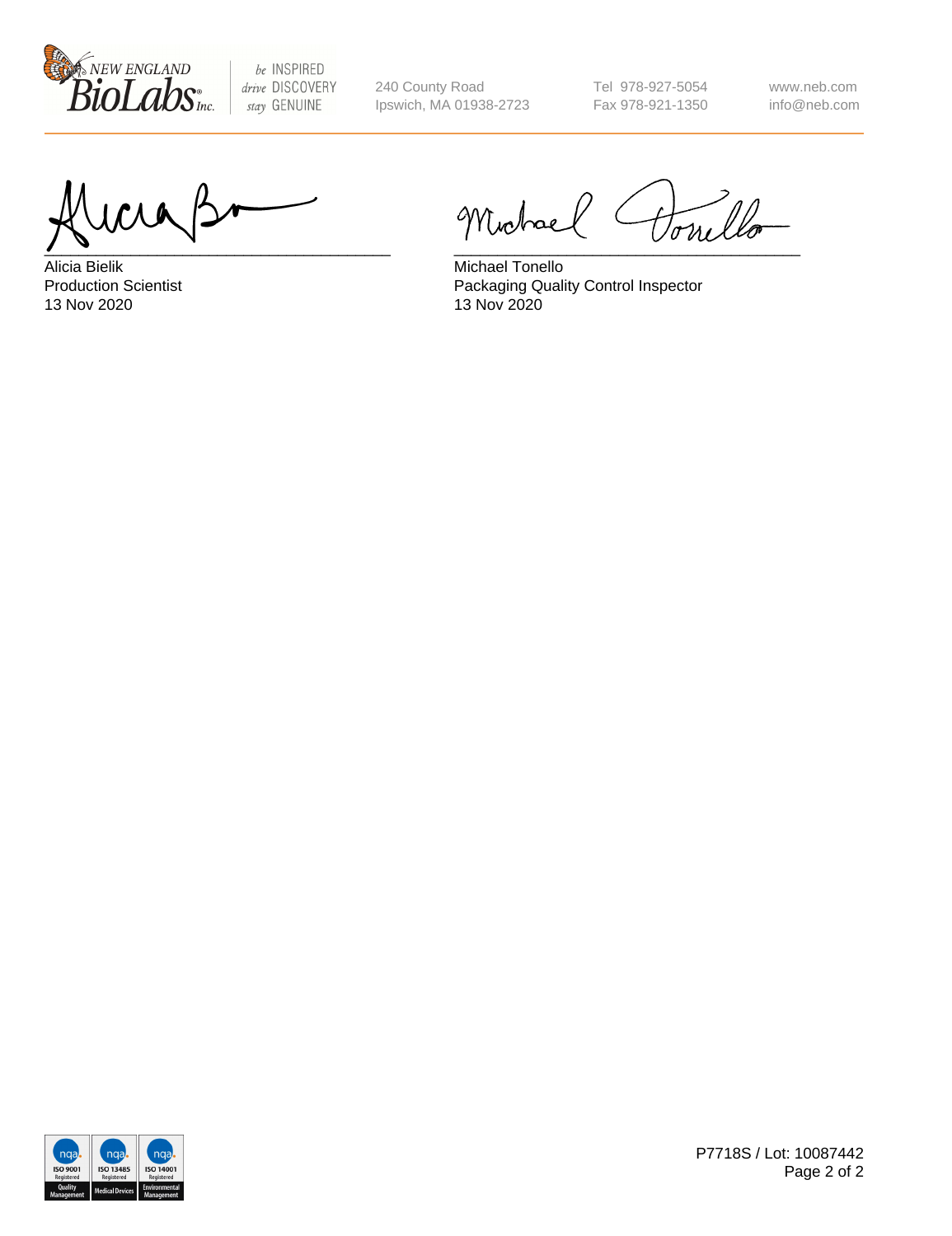Alicia Bielik
Production Scientist
13 Nov 2020

Michael Tonello
Packaging Quality Control Inspector
13 Nov 2020

P7718S / Lot: 10087442